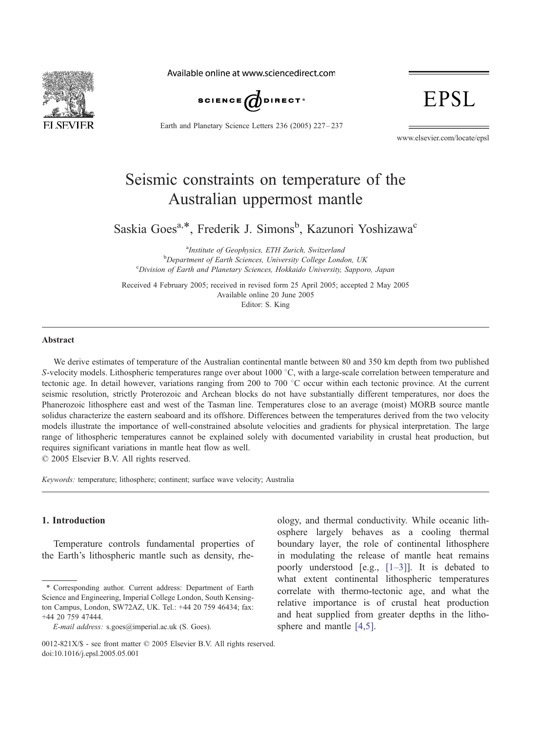# Seismic constraints on temperature of the Australian uppermost mantle

Saskia Goes[a,*], Frederik J. Simons[b], Kazunori Yoshizawa[c]

[a] *Institute of Geophysics, ETH Zurich, Switzerland*
[b] *Department of Earth Sciences, University College London, UK*
[c] *Division of Earth and Planetary Sciences, Hokkaido University, Sapporo, Japan*

Received 4 February 2005; received in revised form 25 April 2005; accepted 2 May 2005
Available online 20 June 2005
Editor: S. King

## Abstract

We derive estimates of temperature of the Australian continental mantle between 80 and 350 km depth from two published *S*-velocity models. Lithospheric temperatures range over about 1000 °C, with a large-scale correlation between temperature and tectonic age. In detail however, variations ranging from 200 to 700 °C occur within each tectonic province. At the current seismic resolution, strictly Proterozoic and Archean blocks do not have substantially different temperatures, nor does the Phanerozoic lithosphere east and west of the Tasman line. Temperatures close to an average (moist) MORB source mantle solidus characterize the eastern seaboard and its offshore. Differences between the temperatures derived from the two velocity models illustrate the importance of well-constrained absolute velocities and gradients for physical interpretation. The large range of lithospheric temperatures cannot be explained solely with documented variability in crustal heat production, but requires significant variations in mantle heat flow as well.

© 2005 Elsevier B.V. All rights reserved.

*Keywords:* temperature; lithosphere; continent; surface wave velocity; Australia

## 1. Introduction

Temperature controls fundamental properties of the Earth's lithospheric mantle such as density, rheology, and thermal conductivity. While oceanic lithosphere largely behaves as a cooling thermal boundary layer, the role of continental lithosphere in modulating the release of mantle heat remains poorly understood [e.g., [1–3]]. It is debated to what extent continental lithospheric temperatures correlate with thermo-tectonic age, and what the relative importance is of crustal heat production and heat supplied from greater depths in the lithosphere and mantle [4,5].

\* Corresponding author. Current address: Department of Earth Science and Engineering, Imperial College London, South Kensington Campus, London, SW72AZ, UK. Tel.: +44 20 759 46434; fax: +44 20 759 47444.

*E-mail address:* s.goes@imperial.ac.uk (S. Goes).

0012-821X/$ - see front matter © 2005 Elsevier B.V. All rights reserved.
doi:10.1016/j.epsl.2005.05.001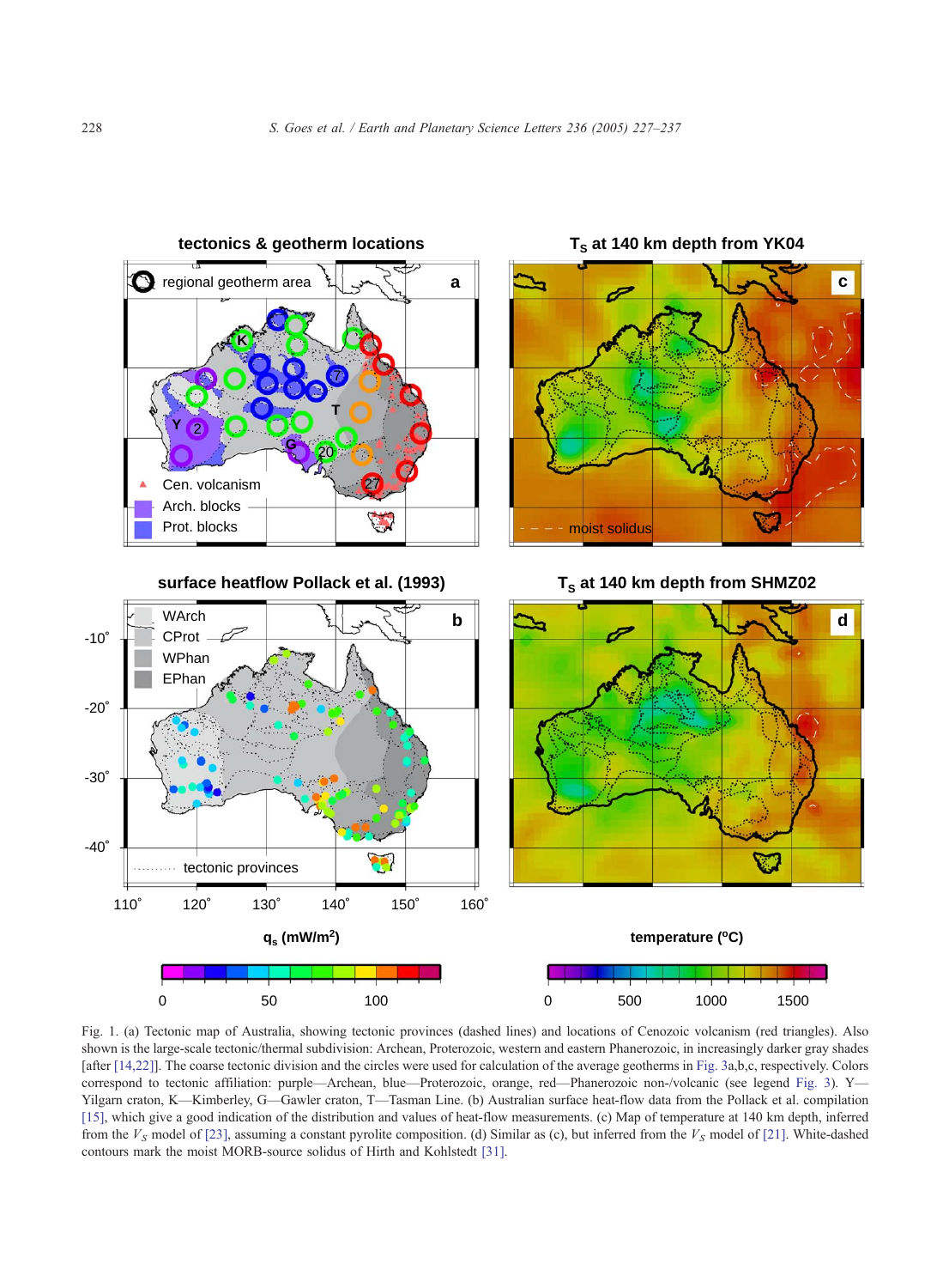Fig. 1. (a) Tectonic map of Australia, showing tectonic provinces (dashed lines) and locations of Cenozoic volcanism (red triangles). Also shown is the large-scale tectonic/thermal subdivision: Archean, Proterozoic, western and eastern Phanerozoic, in increasingly darker gray shades [after [14,22]]. The coarse tectonic division and the circles were used for calculation of the average geotherms in Fig. 3a,b,c, respectively. Colors correspond to tectonic affiliation: purple—Archean, blue—Proterozoic, orange, red—Phanerozoic non-/volcanic (see legend Fig. 3). Y—Yilgarn craton, K—Kimberley, G—Gawler craton, T—Tasman Line. (b) Australian surface heat-flow data from the Pollack et al. compilation [15], which give a good indication of the distribution and values of heat-flow measurements. (c) Map of temperature at 140 km depth, inferred from the $V_S$ model of [23], assuming a constant pyrolite composition. (d) Similar as (c), but inferred from the $V_S$ model of [21]. White-dashed contours mark the moist MORB-source solidus of Hirth and Kohlstedt [31].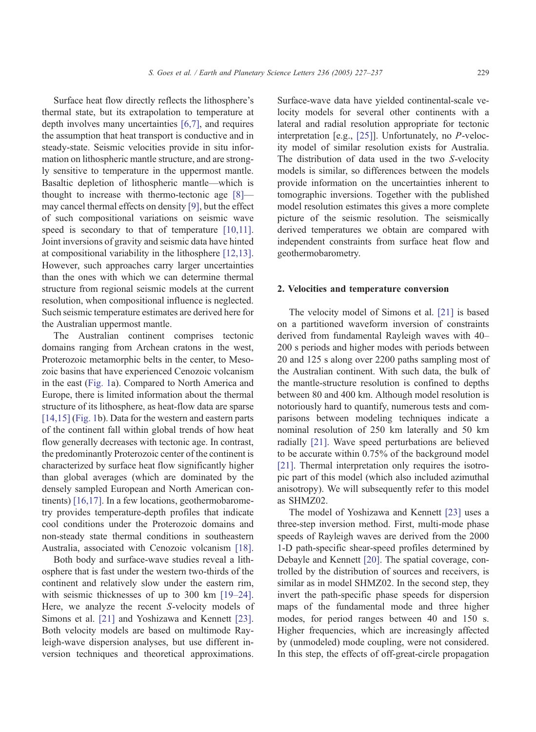Surface heat flow directly reflects the lithosphere's thermal state, but its extrapolation to temperature at depth involves many uncertainties [6,7], and requires the assumption that heat transport is conductive and in steady-state. Seismic velocities provide in situ information on lithospheric mantle structure, and are strongly sensitive to temperature in the uppermost mantle. Basaltic depletion of lithospheric mantle—which is thought to increase with thermo-tectonic age [8]—may cancel thermal effects on density [9], but the effect of such compositional variations on seismic wave speed is secondary to that of temperature [10,11]. Joint inversions of gravity and seismic data have hinted at compositional variability in the lithosphere [12,13]. However, such approaches carry larger uncertainties than the ones with which we can determine thermal structure from regional seismic models at the current resolution, when compositional influence is neglected. Such seismic temperature estimates are derived here for the Australian uppermost mantle.

The Australian continent comprises tectonic domains ranging from Archean cratons in the west, Proterozoic metamorphic belts in the center, to Mesozoic basins that have experienced Cenozoic volcanism in the east (Fig. 1a). Compared to North America and Europe, there is limited information about the thermal structure of its lithosphere, as heat-flow data are sparse [14,15] (Fig. 1b). Data for the western and eastern parts of the continent fall within global trends of how heat flow generally decreases with tectonic age. In contrast, the predominantly Proterozoic center of the continent is characterized by surface heat flow significantly higher than global averages (which are dominated by the densely sampled European and North American continents) [16,17]. In a few locations, geothermobarometry provides temperature-depth profiles that indicate cool conditions under the Proterozoic domains and non-steady state thermal conditions in southeastern Australia, associated with Cenozoic volcanism [18].

Both body and surface-wave studies reveal a lithosphere that is fast under the western two-thirds of the continent and relatively slow under the eastern rim, with seismic thicknesses of up to 300 km [19–24]. Here, we analyze the recent *S*-velocity models of Simons et al. [21] and Yoshizawa and Kennett [23]. Both velocity models are based on multimode Rayleigh-wave dispersion analyses, but use different inversion techniques and theoretical approximations. Surface-wave data have yielded continental-scale velocity models for several other continents with a lateral and radial resolution appropriate for tectonic interpretation [e.g., [25]]. Unfortunately, no *P*-velocity model of similar resolution exists for Australia. The distribution of data used in the two *S*-velocity models is similar, so differences between the models provide information on the uncertainties inherent to tomographic inversions. Together with the published model resolution estimates this gives a more complete picture of the seismic resolution. The seismically derived temperatures we obtain are compared with independent constraints from surface heat flow and geothermobarometry.

## 2. Velocities and temperature conversion

The velocity model of Simons et al. [21] is based on a partitioned waveform inversion of constraints derived from fundamental Rayleigh waves with 40–200 s periods and higher modes with periods between 20 and 125 s along over 2200 paths sampling most of the Australian continent. With such data, the bulk of the mantle-structure resolution is confined to depths between 80 and 400 km. Although model resolution is notoriously hard to quantify, numerous tests and comparisons between modeling techniques indicate a nominal resolution of 250 km laterally and 50 km radially [21]. Wave speed perturbations are believed to be accurate within 0.75% of the background model [21]. Thermal interpretation only requires the isotropic part of this model (which also included azimuthal anisotropy). We will subsequently refer to this model as SHMZ02.

The model of Yoshizawa and Kennett [23] uses a three-step inversion method. First, multi-mode phase speeds of Rayleigh waves are derived from the 2000 1-D path-specific shear-speed profiles determined by Debayle and Kennett [20]. The spatial coverage, controlled by the distribution of sources and receivers, is similar as in model SHMZ02. In the second step, they invert the path-specific phase speeds for dispersion maps of the fundamental mode and three higher modes, for period ranges between 40 and 150 s. Higher frequencies, which are increasingly affected by (unmodeled) mode coupling, were not considered. In this step, the effects of off-great-circle propagation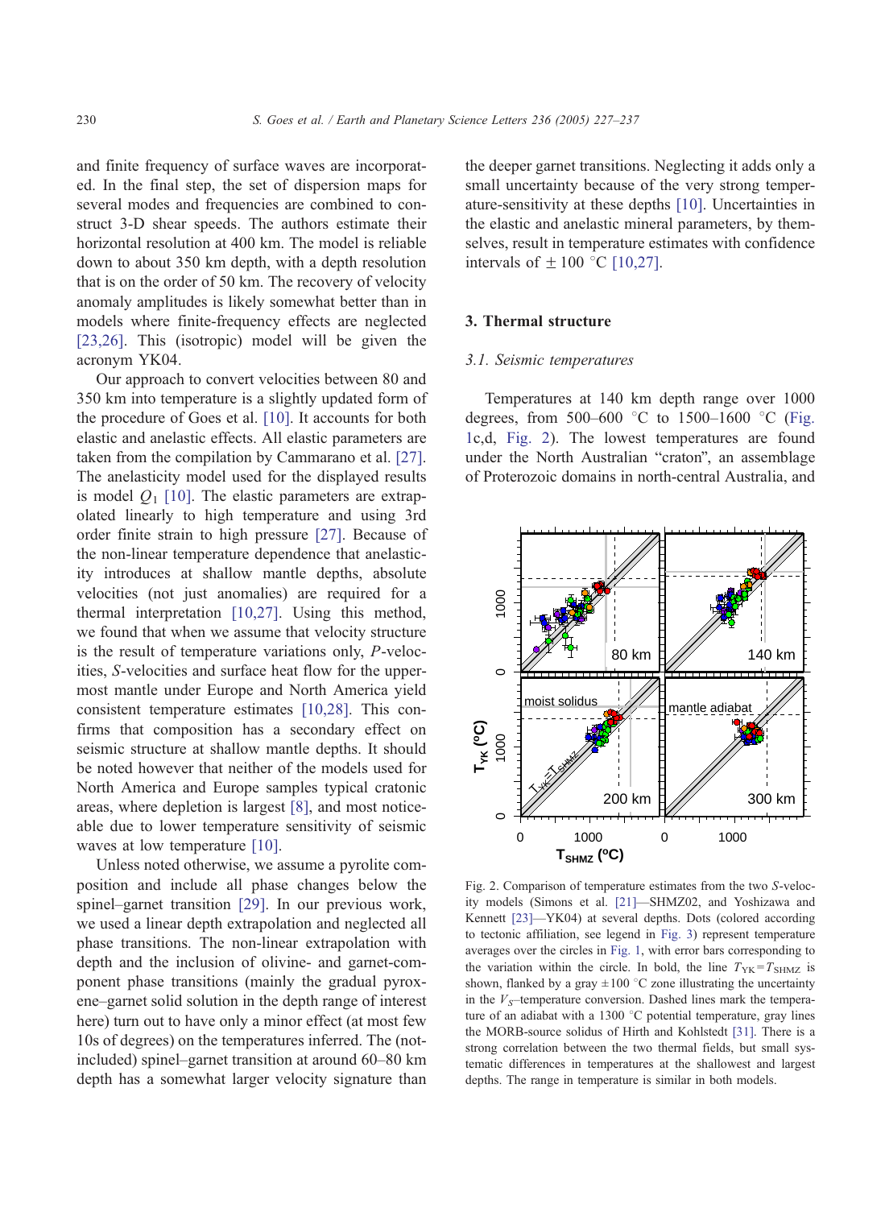and finite frequency of surface waves are incorporated. In the final step, the set of dispersion maps for several modes and frequencies are combined to construct 3-D shear speeds. The authors estimate their horizontal resolution at 400 km. The model is reliable down to about 350 km depth, with a depth resolution that is on the order of 50 km. The recovery of velocity anomaly amplitudes is likely somewhat better than in models where finite-frequency effects are neglected [23,26]. This (isotropic) model will be given the acronym YK04.

Our approach to convert velocities between 80 and 350 km into temperature is a slightly updated form of the procedure of Goes et al. [10]. It accounts for both elastic and anelastic effects. All elastic parameters are taken from the compilation by Cammarano et al. [27]. The anelasticity model used for the displayed results is model $Q_1$ [10]. The elastic parameters are extrapolated linearly to high temperature and using 3rd order finite strain to high pressure [27]. Because of the non-linear temperature dependence that anelasticity introduces at shallow mantle depths, absolute velocities (not just anomalies) are required for a thermal interpretation [10,27]. Using this method, we found that when we assume that velocity structure is the result of temperature variations only, *P*-velocities, *S*-velocities and surface heat flow for the uppermost mantle under Europe and North America yield consistent temperature estimates [10,28]. This confirms that composition has a secondary effect on seismic structure at shallow mantle depths. It should be noted however that neither of the models used for North America and Europe samples typical cratonic areas, where depletion is largest [8], and most noticeable due to lower temperature sensitivity of seismic waves at low temperature [10].

Unless noted otherwise, we assume a pyrolite composition and include all phase changes below the spinel–garnet transition [29]. In our previous work, we used a linear depth extrapolation and neglected all phase transitions. The non-linear extrapolation with depth and the inclusion of olivine- and garnet-component phase transitions (mainly the gradual pyroxene–garnet solid solution in the depth range of interest here) turn out to have only a minor effect (at most few 10s of degrees) on the temperatures inferred. The (not-included) spinel–garnet transition at around 60–80 km depth has a somewhat larger velocity signature than the deeper garnet transitions. Neglecting it adds only a small uncertainty because of the very strong temperature-sensitivity at these depths [10]. Uncertainties in the elastic and anelastic mineral parameters, by themselves, result in temperature estimates with confidence intervals of ± 100 °C [10,27].

## 3. Thermal structure

### 3.1. Seismic temperatures

Temperatures at 140 km depth range over 1000 degrees, from 500–600 °C to 1500–1600 °C (Fig. 1c,d, Fig. 2). The lowest temperatures are found under the North Australian "craton", an assemblage of Proterozoic domains in north-central Australia, and

Fig. 2. Comparison of temperature estimates from the two *S*-velocity models (Simons et al. [21]—SHMZ02, and Yoshizawa and Kennett [23]—YK04) at several depths. Dots (colored according to tectonic affiliation, see legend in Fig. 3) represent temperature averages over the circles in Fig. 1, with error bars corresponding to the variation within the circle. In bold, the line $T_{YK} = T_{SHMZ}$ is shown, flanked by a gray ±100 °C zone illustrating the uncertainty in the $V_S$–temperature conversion. Dashed lines mark the temperature of an adiabat with a 1300 °C potential temperature, gray lines the MORB-source solidus of Hirth and Kohlstedt [31]. There is a strong correlation between the two thermal fields, but small systematic differences in temperatures at the shallowest and largest depths. The range in temperature is similar in both models.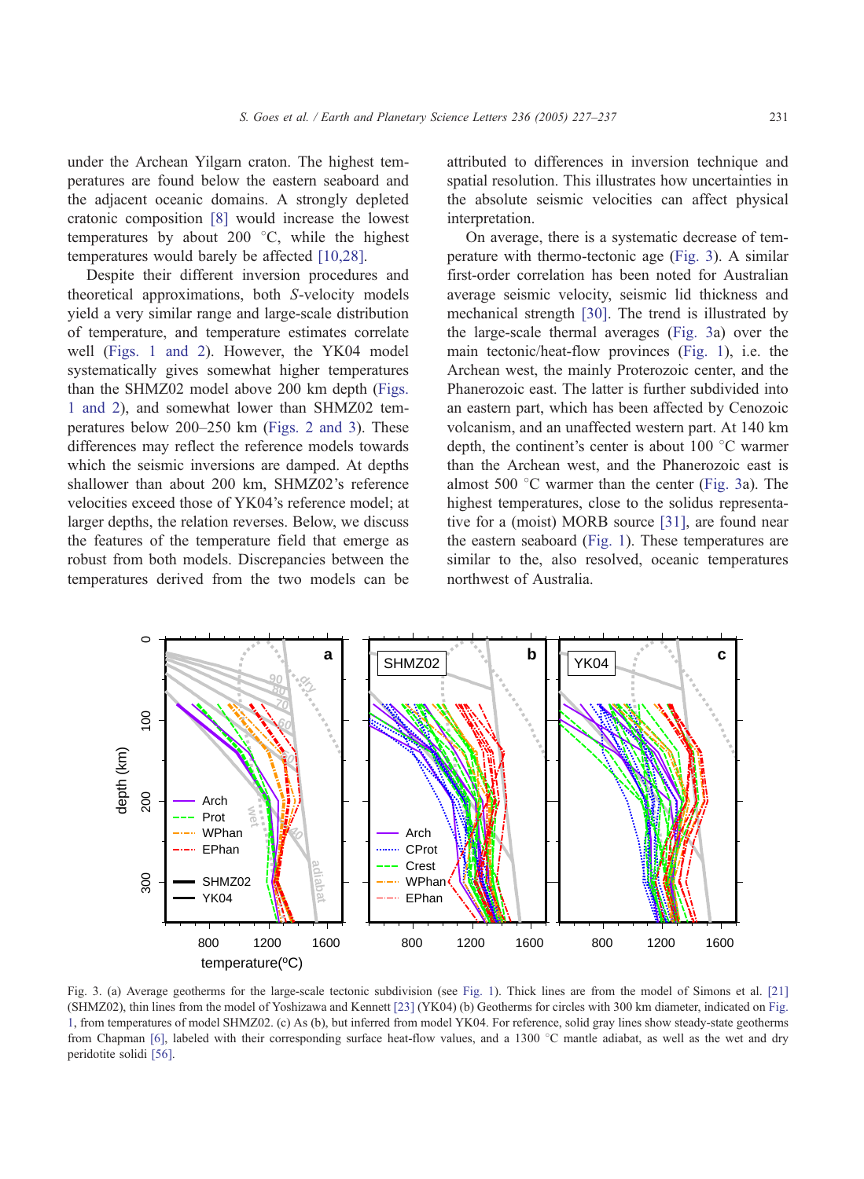under the Archean Yilgarn craton. The highest temperatures are found below the eastern seaboard and the adjacent oceanic domains. A strongly depleted cratonic composition [8] would increase the lowest temperatures by about 200 °C, while the highest temperatures would barely be affected [10,28].

Despite their different inversion procedures and theoretical approximations, both *S*-velocity models yield a very similar range and large-scale distribution of temperature, and temperature estimates correlate well (Figs. 1 and 2). However, the YK04 model systematically gives somewhat higher temperatures than the SHMZ02 model above 200 km depth (Figs. 1 and 2), and somewhat lower than SHMZ02 temperatures below 200–250 km (Figs. 2 and 3). These differences may reflect the reference models towards which the seismic inversions are damped. At depths shallower than about 200 km, SHMZ02's reference velocities exceed those of YK04's reference model; at larger depths, the relation reverses. Below, we discuss the features of the temperature field that emerge as robust from both models. Discrepancies between the temperatures derived from the two models can be attributed to differences in inversion technique and spatial resolution. This illustrates how uncertainties in the absolute seismic velocities can affect physical interpretation.

On average, there is a systematic decrease of temperature with thermo-tectonic age (Fig. 3). A similar first-order correlation has been noted for Australian average seismic velocity, seismic lid thickness and mechanical strength [30]. The trend is illustrated by the large-scale thermal averages (Fig. 3a) over the main tectonic/heat-flow provinces (Fig. 1), i.e. the Archean west, the mainly Proterozoic center, and the Phanerozoic east. The latter is further subdivided into an eastern part, which has been affected by Cenozoic volcanism, and an unaffected western part. At 140 km depth, the continent's center is about 100 °C warmer than the Archean west, and the Phanerozoic east is almost 500 °C warmer than the center (Fig. 3a). The highest temperatures, close to the solidus representative for a (moist) MORB source [31], are found near the eastern seaboard (Fig. 1). These temperatures are similar to the, also resolved, oceanic temperatures northwest of Australia.

Fig. 3. (a) Average geotherms for the large-scale tectonic subdivision (see Fig. 1). Thick lines are from the model of Simons et al. [21] (SHMZ02), thin lines from the model of Yoshizawa and Kennett [23] (YK04) (b) Geotherms for circles with 300 km diameter, indicated on Fig. 1, from temperatures of model SHMZ02. (c) As (b), but inferred from model YK04. For reference, solid gray lines show steady-state geotherms from Chapman [6], labeled with their corresponding surface heat-flow values, and a 1300 °C mantle adiabat, as well as the wet and dry peridotite solidi [56].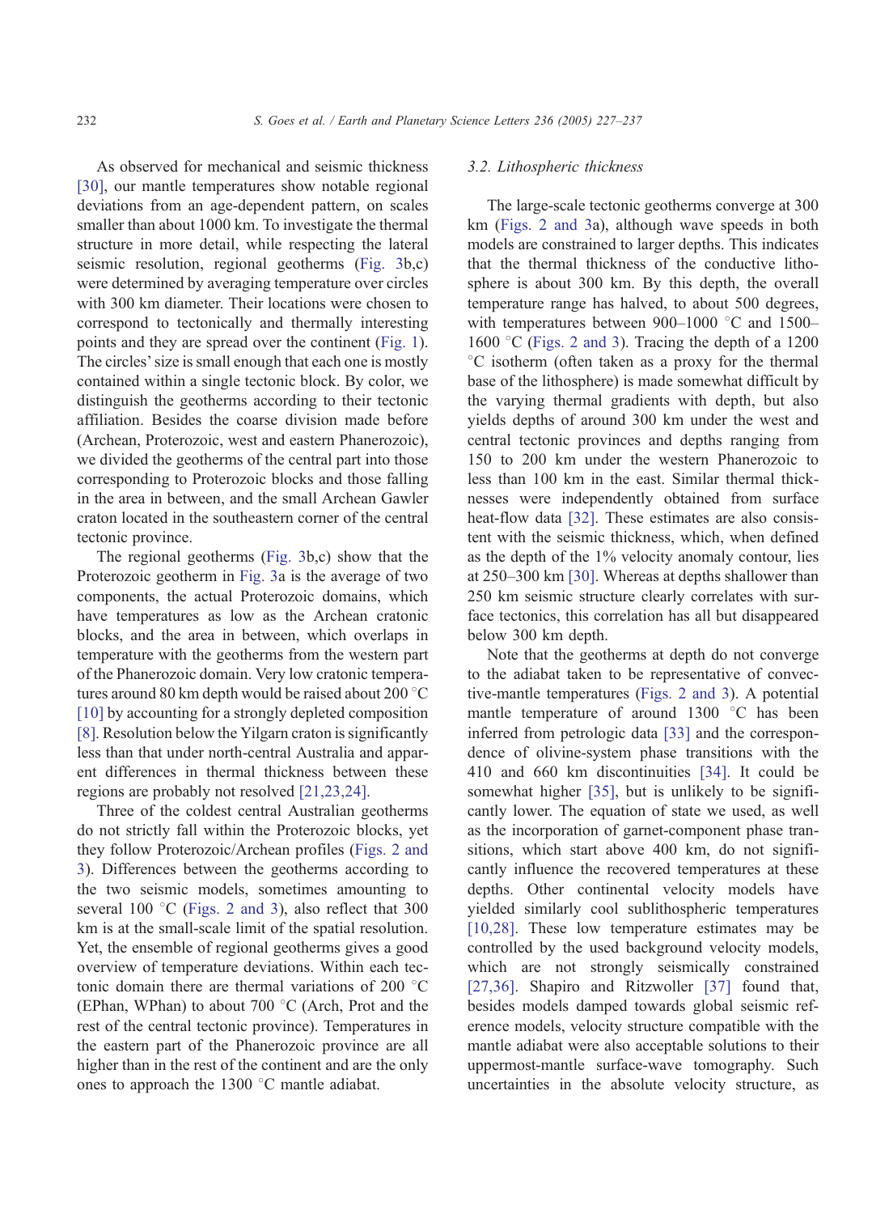As observed for mechanical and seismic thickness [30], our mantle temperatures show notable regional deviations from an age-dependent pattern, on scales smaller than about 1000 km. To investigate the thermal structure in more detail, while respecting the lateral seismic resolution, regional geotherms (Fig. 3b,c) were determined by averaging temperature over circles with 300 km diameter. Their locations were chosen to correspond to tectonically and thermally interesting points and they are spread over the continent (Fig. 1). The circles' size is small enough that each one is mostly contained within a single tectonic block. By color, we distinguish the geotherms according to their tectonic affiliation. Besides the coarse division made before (Archean, Proterozoic, west and eastern Phanerozoic), we divided the geotherms of the central part into those corresponding to Proterozoic blocks and those falling in the area in between, and the small Archean Gawler craton located in the southeastern corner of the central tectonic province.

The regional geotherms (Fig. 3b,c) show that the Proterozoic geotherm in Fig. 3a is the average of two components, the actual Proterozoic domains, which have temperatures as low as the Archean cratonic blocks, and the area in between, which overlaps in temperature with the geotherms from the western part of the Phanerozoic domain. Very low cratonic temperatures around 80 km depth would be raised about 200 °C [10] by accounting for a strongly depleted composition [8]. Resolution below the Yilgarn craton is significantly less than that under north-central Australia and apparent differences in thermal thickness between these regions are probably not resolved [21,23,24].

Three of the coldest central Australian geotherms do not strictly fall within the Proterozoic blocks, yet they follow Proterozoic/Archean profiles (Figs. 2 and 3). Differences between the geotherms according to the two seismic models, sometimes amounting to several 100 °C (Figs. 2 and 3), also reflect that 300 km is at the small-scale limit of the spatial resolution. Yet, the ensemble of regional geotherms gives a good overview of temperature deviations. Within each tectonic domain there are thermal variations of 200 °C (EPhan, WPhan) to about 700 °C (Arch, Prot and the rest of the central tectonic province). Temperatures in the eastern part of the Phanerozoic province are all higher than in the rest of the continent and are the only ones to approach the 1300 °C mantle adiabat.

### 3.2. Lithospheric thickness

The large-scale tectonic geotherms converge at 300 km (Figs. 2 and 3a), although wave speeds in both models are constrained to larger depths. This indicates that the thermal thickness of the conductive lithosphere is about 300 km. By this depth, the overall temperature range has halved, to about 500 degrees, with temperatures between 900–1000 °C and 1500–1600 °C (Figs. 2 and 3). Tracing the depth of a 1200 °C isotherm (often taken as a proxy for the thermal base of the lithosphere) is made somewhat difficult by the varying thermal gradients with depth, but also yields depths of around 300 km under the west and central tectonic provinces and depths ranging from 150 to 200 km under the western Phanerozoic to less than 100 km in the east. Similar thermal thicknesses were independently obtained from surface heat-flow data [32]. These estimates are also consistent with the seismic thickness, which, when defined as the depth of the 1% velocity anomaly contour, lies at 250–300 km [30]. Whereas at depths shallower than 250 km seismic structure clearly correlates with surface tectonics, this correlation has all but disappeared below 300 km depth.

Note that the geotherms at depth do not converge to the adiabat taken to be representative of convective-mantle temperatures (Figs. 2 and 3). A potential mantle temperature of around 1300 °C has been inferred from petrologic data [33] and the correspondence of olivine-system phase transitions with the 410 and 660 km discontinuities [34]. It could be somewhat higher [35], but is unlikely to be significantly lower. The equation of state we used, as well as the incorporation of garnet-component phase transitions, which start above 400 km, do not significantly influence the recovered temperatures at these depths. Other continental velocity models have yielded similarly cool sublithospheric temperatures [10,28]. These low temperature estimates may be controlled by the used background velocity models, which are not strongly seismically constrained [27,36]. Shapiro and Ritzwoller [37] found that, besides models damped towards global seismic reference models, velocity structure compatible with the mantle adiabat were also acceptable solutions to their uppermost-mantle surface-wave tomography. Such uncertainties in the absolute velocity structure, as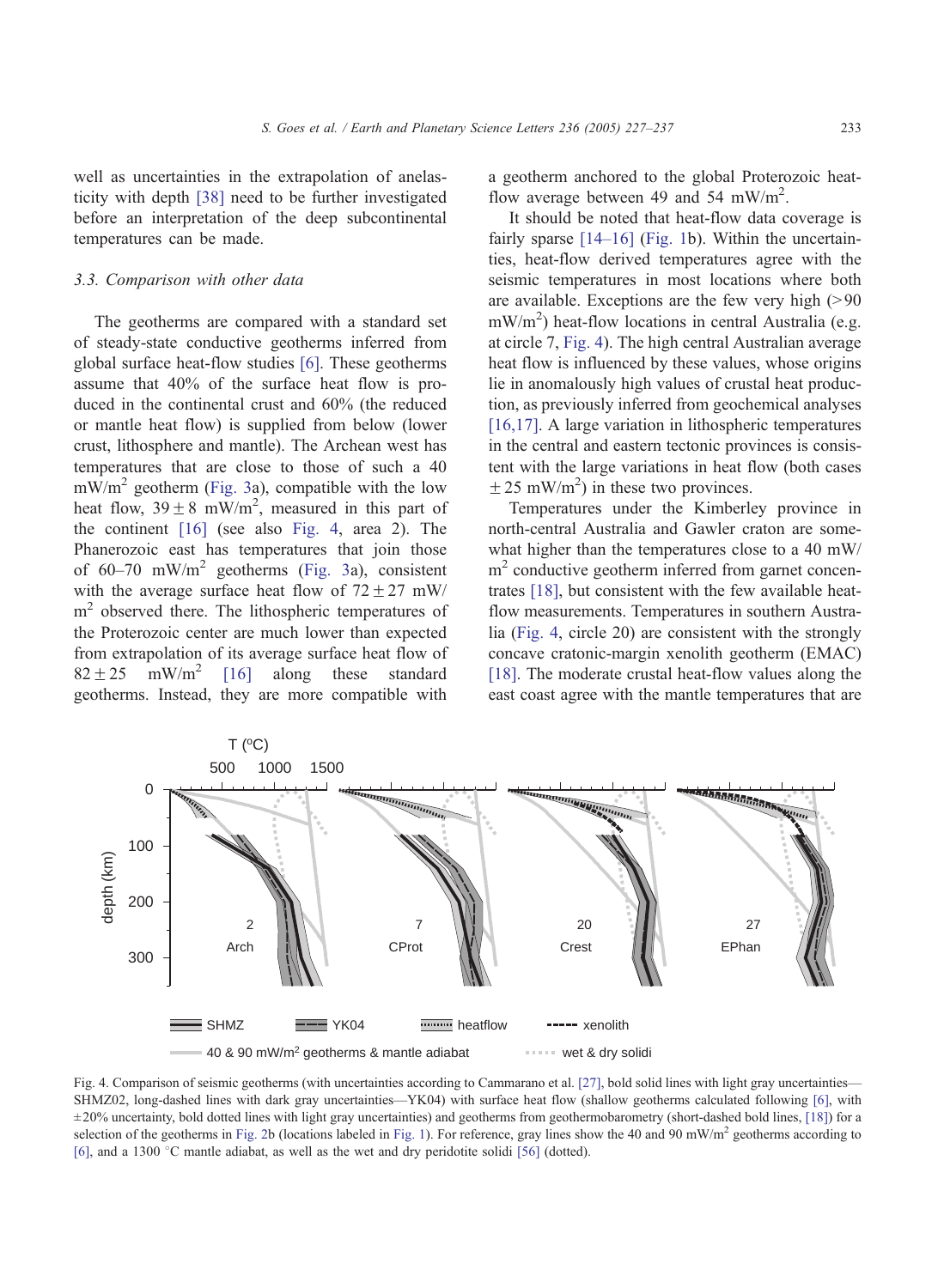well as uncertainties in the extrapolation of anelasticity with depth [38] need to be further investigated before an interpretation of the deep subcontinental temperatures can be made.

### 3.3. Comparison with other data

The geotherms are compared with a standard set of steady-state conductive geotherms inferred from global surface heat-flow studies [6]. These geotherms assume that 40% of the surface heat flow is produced in the continental crust and 60% (the reduced or mantle heat flow) is supplied from below (lower crust, lithosphere and mantle). The Archean west has temperatures that are close to those of such a 40 mW/m$^2$ geotherm (Fig. 3a), compatible with the low heat flow, $39 \pm 8$ mW/m$^2$, measured in this part of the continent [16] (see also Fig. 4, area 2). The Phanerozoic east has temperatures that join those of 60–70 mW/m$^2$ geotherms (Fig. 3a), consistent with the average surface heat flow of $72 \pm 27$ mW/m$^2$ observed there. The lithospheric temperatures of the Proterozoic center are much lower than expected from extrapolation of its average surface heat flow of $82 \pm 25$ mW/m$^2$ [16] along these standard geotherms. Instead, they are more compatible with a geotherm anchored to the global Proterozoic heat-flow average between 49 and 54 mW/m$^2$.

It should be noted that heat-flow data coverage is fairly sparse [14–16] (Fig. 1b). Within the uncertainties, heat-flow derived temperatures agree with the seismic temperatures in most locations where both are available. Exceptions are the few very high (>90 mW/m$^2$) heat-flow locations in central Australia (e.g. at circle 7, Fig. 4). The high central Australian average heat flow is influenced by these values, whose origins lie in anomalously high values of crustal heat production, as previously inferred from geochemical analyses [16,17]. A large variation in lithospheric temperatures in the central and eastern tectonic provinces is consistent with the large variations in heat flow (both cases $\pm 25$ mW/m$^2$) in these two provinces.

Temperatures under the Kimberley province in north-central Australia and Gawler craton are somewhat higher than the temperatures close to a 40 mW/m$^2$ conductive geotherm inferred from garnet concentrates [18], but consistent with the few available heat-flow measurements. Temperatures in southern Australia (Fig. 4, circle 20) are consistent with the strongly concave cratonic-margin xenolith geotherm (EMAC) [18]. The moderate crustal heat-flow values along the east coast agree with the mantle temperatures that are

Fig. 4. Comparison of seismic geotherms (with uncertainties according to Cammarano et al. [27], bold solid lines with light gray uncertainties—SHMZ02, long-dashed lines with dark gray uncertainties—YK04) with surface heat flow (shallow geotherms calculated following [6], with ±20% uncertainty, bold dotted lines with light gray uncertainties) and geotherms from geothermobarometry (short-dashed bold lines, [18]) for a selection of the geotherms in Fig. 2b (locations labeled in Fig. 1). For reference, gray lines show the 40 and 90 mW/m$^2$ geotherms according to [6], and a 1300 °C mantle adiabat, as well as the wet and dry peridotite solidi [56] (dotted).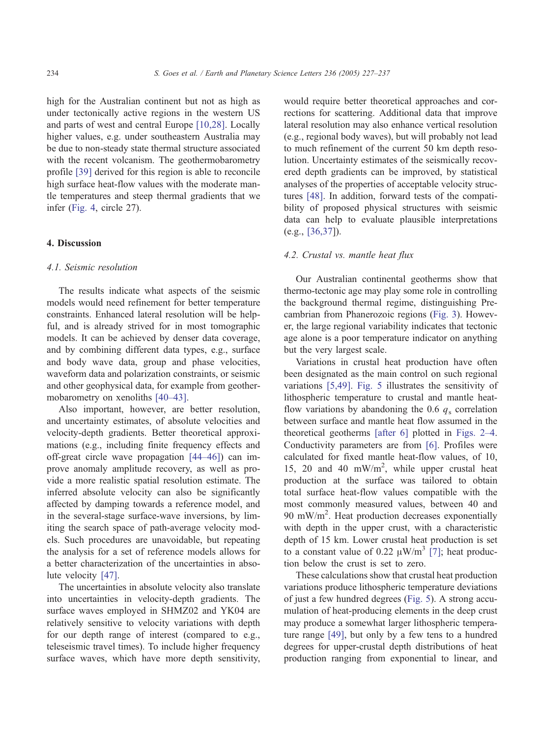high for the Australian continent but not as high as under tectonically active regions in the western US and parts of west and central Europe [10,28]. Locally higher values, e.g. under southeastern Australia may be due to non-steady state thermal structure associated with the recent volcanism. The geothermobarometry profile [39] derived for this region is able to reconcile high surface heat-flow values with the moderate mantle temperatures and steep thermal gradients that we infer (Fig. 4, circle 27).

## 4. Discussion

### 4.1. Seismic resolution

The results indicate what aspects of the seismic models would need refinement for better temperature constraints. Enhanced lateral resolution will be helpful, and is already strived for in most tomographic models. It can be achieved by denser data coverage, and by combining different data types, e.g., surface and body wave data, group and phase velocities, waveform data and polarization constraints, or seismic and other geophysical data, for example from geothermobarometry on xenoliths [40–43].

Also important, however, are better resolution, and uncertainty estimates, of absolute velocities and velocity-depth gradients. Better theoretical approximations (e.g., including finite frequency effects and off-great circle wave propagation [44–46]) can improve anomaly amplitude recovery, as well as provide a more realistic spatial resolution estimate. The inferred absolute velocity can also be significantly affected by damping towards a reference model, and in the several-stage surface-wave inversions, by limiting the search space of path-average velocity models. Such procedures are unavoidable, but repeating the analysis for a set of reference models allows for a better characterization of the uncertainties in absolute velocity [47].

The uncertainties in absolute velocity also translate into uncertainties in velocity-depth gradients. The surface waves employed in SHMZ02 and YK04 are relatively sensitive to velocity variations with depth for our depth range of interest (compared to e.g., teleseismic travel times). To include higher frequency surface waves, which have more depth sensitivity, would require better theoretical approaches and corrections for scattering. Additional data that improve lateral resolution may also enhance vertical resolution (e.g., regional body waves), but will probably not lead to much refinement of the current 50 km depth resolution. Uncertainty estimates of the seismically recovered depth gradients can be improved, by statistical analyses of the properties of acceptable velocity structures [48]. In addition, forward tests of the compatibility of proposed physical structures with seismic data can help to evaluate plausible interpretations (e.g., [36,37]).

### 4.2. Crustal vs. mantle heat flux

Our Australian continental geotherms show that thermo-tectonic age may play some role in controlling the background thermal regime, distinguishing Precambrian from Phanerozoic regions (Fig. 3). However, the large regional variability indicates that tectonic age alone is a poor temperature indicator on anything but the very largest scale.

Variations in crustal heat production have often been designated as the main control on such regional variations [5,49]. Fig. 5 illustrates the sensitivity of lithospheric temperature to crustal and mantle heat-flow variations by abandoning the 0.6 $q_s$ correlation between surface and mantle heat flow assumed in the theoretical geotherms [after 6] plotted in Figs. 2–4. Conductivity parameters are from [6]. Profiles were calculated for fixed mantle heat-flow values, of 10, 15, 20 and 40 mW/m$^2$, while upper crustal heat production at the surface was tailored to obtain total surface heat-flow values compatible with the most commonly measured values, between 40 and 90 mW/m$^2$. Heat production decreases exponentially with depth in the upper crust, with a characteristic depth of 15 km. Lower crustal heat production is set to a constant value of 0.22 μW/m$^3$ [7]; heat production below the crust is set to zero.

These calculations show that crustal heat production variations produce lithospheric temperature deviations of just a few hundred degrees (Fig. 5). A strong accumulation of heat-producing elements in the deep crust may produce a somewhat larger lithospheric temperature range [49], but only by a few tens to a hundred degrees for upper-crustal depth distributions of heat production ranging from exponential to linear, and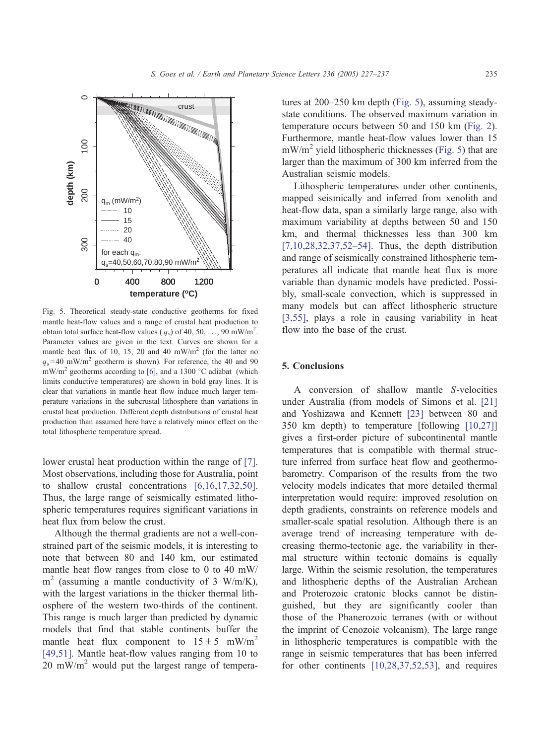Fig. 5. Theoretical steady-state conductive geotherms for fixed mantle heat-flow values and a range of crustal heat production to obtain total surface heat-flow values ($q_s$) of 40, 50, ..., 90 mW/m$^2$. Parameter values are given in the text. Curves are shown for a mantle heat flux of 10, 15, 20 and 40 mW/m$^2$ (for the latter no $q_s$=40 mW/m$^2$ geotherm is shown). For reference, the 40 and 90 mW/m$^2$ geotherms according to [6], and a 1300 °C adiabat (which limits conductive temperatures) are shown in bold gray lines. It is clear that variations in mantle heat flow induce much larger temperature variations in the subcrustal lithosphere than variations in crustal heat production. Different depth distributions of crustal heat production than assumed here have a relatively minor effect on the total lithospheric temperature spread.

lower crustal heat production within the range of [7]. Most observations, including those for Australia, point to shallow crustal concentrations [6,16,17,32,50]. Thus, the large range of seismically estimated lithospheric temperatures requires significant variations in heat flux from below the crust.

Although the thermal gradients are not a well-constrained part of the seismic models, it is interesting to note that between 80 and 140 km, our estimated mantle heat flow ranges from close to 0 to 40 mW/m$^2$ (assuming a mantle conductivity of 3 W/m/K), with the largest variations in the thicker thermal lithosphere of the western two-thirds of the continent. This range is much larger than predicted by dynamic models that find that stable continents buffer the mantle heat flux component to $15 \pm 5$ mW/m$^2$ [49,51]. Mantle heat-flow values ranging from 10 to 20 mW/m$^2$ would put the largest range of temperatures at 200–250 km depth (Fig. 5), assuming steady-state conditions. The observed maximum variation in temperature occurs between 50 and 150 km (Fig. 2). Furthermore, mantle heat-flow values lower than 15 mW/m$^2$ yield lithospheric thicknesses (Fig. 5) that are larger than the maximum of 300 km inferred from the Australian seismic models.

Lithospheric temperatures under other continents, mapped seismically and inferred from xenolith and heat-flow data, span a similarly large range, also with maximum variability at depths between 50 and 150 km, and thermal thicknesses less than 300 km [7,10,28,32,37,52–54]. Thus, the depth distribution and range of seismically constrained lithospheric temperatures all indicate that mantle heat flux is more variable than dynamic models have predicted. Possibly, small-scale convection, which is suppressed in many models but can affect lithospheric structure [3,55], plays a role in causing variability in heat flow into the base of the crust.

## 5. Conclusions

A conversion of shallow mantle *S*-velocities under Australia (from models of Simons et al. [21] and Yoshizawa and Kennett [23] between 80 and 350 km depth) to temperature [following [10,27]] gives a first-order picture of subcontinental mantle temperatures that is compatible with thermal structure inferred from surface heat flow and geothermobarometry. Comparison of the results from the two velocity models indicates that more detailed thermal interpretation would require: improved resolution on depth gradients, constraints on reference models and smaller-scale spatial resolution. Although there is an average trend of increasing temperature with decreasing thermo-tectonic age, the variability in thermal structure within tectonic domains is equally large. Within the seismic resolution, the temperatures and lithospheric depths of the Australian Archean and Proterozoic cratonic blocks cannot be distinguished, but they are significantly cooler than those of the Phanerozoic terranes (with or without the imprint of Cenozoic volcanism). The large range in lithospheric temperatures is compatible with the range in seismic temperatures that has been inferred for other continents [10,28,37,52,53], and requires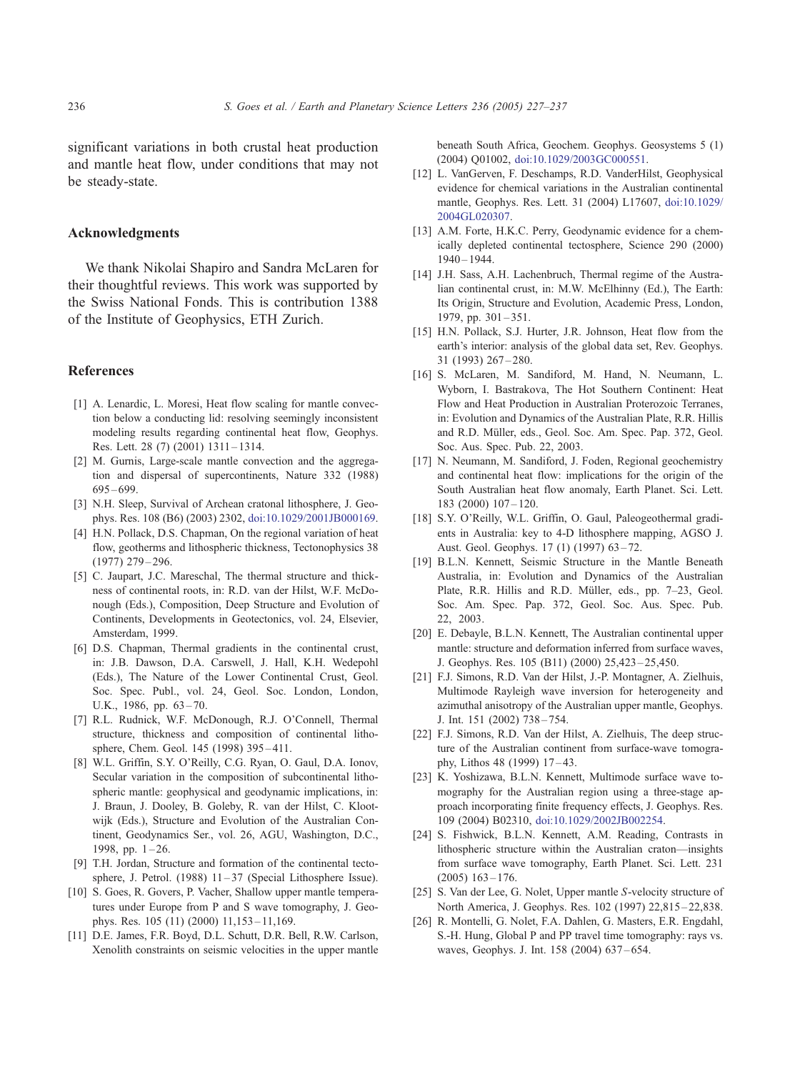significant variations in both crustal heat production and mantle heat flow, under conditions that may not be steady-state.

## Acknowledgments

We thank Nikolai Shapiro and Sandra McLaren for their thoughtful reviews. This work was supported by the Swiss National Fonds. This is contribution 1388 of the Institute of Geophysics, ETH Zurich.

## References

[1] A. Lenardic, L. Moresi, Heat flow scaling for mantle convection below a conducting lid: resolving seemingly inconsistent modeling results regarding continental heat flow, Geophys. Res. Lett. 28 (7) (2001) 1311–1314.

[2] M. Gurnis, Large-scale mantle convection and the aggregation and dispersal of supercontinents, Nature 332 (1988) 695–699.

[3] N.H. Sleep, Survival of Archean cratonal lithosphere, J. Geophys. Res. 108 (B6) (2003) 2302, doi:10.1029/2001JB000169.

[4] H.N. Pollack, D.S. Chapman, On the regional variation of heat flow, geotherms and lithospheric thickness, Tectonophysics 38 (1977) 279–296.

[5] C. Jaupart, J.C. Mareschal, The thermal structure and thickness of continental roots, in: R.D. van der Hilst, W.F. McDonough (Eds.), Composition, Deep Structure and Evolution of Continents, Developments in Geotectonics, vol. 24, Elsevier, Amsterdam, 1999.

[6] D.S. Chapman, Thermal gradients in the continental crust, in: J.B. Dawson, D.A. Carswell, J. Hall, K.H. Wedepohl (Eds.), The Nature of the Lower Continental Crust, Geol. Soc. Spec. Publ., vol. 24, Geol. Soc. London, London, U.K., 1986, pp. 63–70.

[7] R.L. Rudnick, W.F. McDonough, R.J. O'Connell, Thermal structure, thickness and composition of continental lithosphere, Chem. Geol. 145 (1998) 395–411.

[8] W.L. Griffin, S.Y. O'Reilly, C.G. Ryan, O. Gaul, D.A. Ionov, Secular variation in the composition of subcontinental lithospheric mantle: geophysical and geodynamic implications, in: J. Braun, J. Dooley, B. Goleby, R. van der Hilst, C. Klootwijk (Eds.), Structure and Evolution of the Australian Continent, Geodynamics Ser., vol. 26, AGU, Washington, D.C., 1998, pp. 1–26.

[9] T.H. Jordan, Structure and formation of the continental tectosphere, J. Petrol. (1988) 11–37 (Special Lithosphere Issue).

[10] S. Goes, R. Govers, P. Vacher, Shallow upper mantle temperatures under Europe from P and S wave tomography, J. Geophys. Res. 105 (11) (2000) 11,153–11,169.

[11] D.E. James, F.R. Boyd, D.L. Schutt, D.R. Bell, R.W. Carlson, Xenolith constraints on seismic velocities in the upper mantle beneath South Africa, Geochem. Geophys. Geosystems 5 (1) (2004) Q01002, doi:10.1029/2003GC000551.

[12] L. VanGerven, F. Deschamps, R.D. VanderHilst, Geophysical evidence for chemical variations in the Australian continental mantle, Geophys. Res. Lett. 31 (2004) L17607, doi:10.1029/2004GL020307.

[13] A.M. Forte, H.K.C. Perry, Geodynamic evidence for a chemically depleted continental tectosphere, Science 290 (2000) 1940–1944.

[14] J.H. Sass, A.H. Lachenbruch, Thermal regime of the Australian continental crust, in: M.W. McElhinny (Ed.), The Earth: Its Origin, Structure and Evolution, Academic Press, London, 1979, pp. 301–351.

[15] H.N. Pollack, S.J. Hurter, J.R. Johnson, Heat flow from the earth's interior: analysis of the global data set, Rev. Geophys. 31 (1993) 267–280.

[16] S. McLaren, M. Sandiford, M. Hand, N. Neumann, L. Wyborn, I. Bastrakova, The Hot Southern Continent: Heat Flow and Heat Production in Australian Proterozoic Terranes, in: Evolution and Dynamics of the Australian Plate, R.R. Hillis and R.D. Müller, eds., Geol. Soc. Am. Spec. Pap. 372, Geol. Soc. Aus. Spec. Pub. 22, 2003.

[17] N. Neumann, M. Sandiford, J. Foden, Regional geochemistry and continental heat flow: implications for the origin of the South Australian heat flow anomaly, Earth Planet. Sci. Lett. 183 (2000) 107–120.

[18] S.Y. O'Reilly, W.L. Griffin, O. Gaul, Paleogeothermal gradients in Australia: key to 4-D lithosphere mapping, AGSO J. Aust. Geol. Geophys. 17 (1) (1997) 63–72.

[19] B.L.N. Kennett, Seismic Structure in the Mantle Beneath Australia, in: Evolution and Dynamics of the Australian Plate, R.R. Hillis and R.D. Müller, eds., pp. 7–23, Geol. Soc. Am. Spec. Pap. 372, Geol. Soc. Aus. Spec. Pub. 22, 2003.

[20] E. Debayle, B.L.N. Kennett, The Australian continental upper mantle: structure and deformation inferred from surface waves, J. Geophys. Res. 105 (B11) (2000) 25,423–25,450.

[21] F.J. Simons, R.D. Van der Hilst, J.-P. Montagner, A. Zielhuis, Multimode Rayleigh wave inversion for heterogeneity and azimuthal anisotropy of the Australian upper mantle, Geophys. J. Int. 151 (2002) 738–754.

[22] F.J. Simons, R.D. Van der Hilst, A. Zielhuis, The deep structure of the Australian continent from surface-wave tomography, Lithos 48 (1999) 17–43.

[23] K. Yoshizawa, B.L.N. Kennett, Multimode surface wave tomography for the Australian region using a three-stage approach incorporating finite frequency effects, J. Geophys. Res. 109 (2004) B02310, doi:10.1029/2002JB002254.

[24] S. Fishwick, B.L.N. Kennett, A.M. Reading, Contrasts in lithospheric structure within the Australian craton—insights from surface wave tomography, Earth Planet. Sci. Lett. 231 (2005) 163–176.

[25] S. Van der Lee, G. Nolet, Upper mantle *S*-velocity structure of North America, J. Geophys. Res. 102 (1997) 22,815–22,838.

[26] R. Montelli, G. Nolet, F.A. Dahlen, G. Masters, E.R. Engdahl, S.-H. Hung, Global P and PP travel time tomography: rays vs. waves, Geophys. J. Int. 158 (2004) 637–654.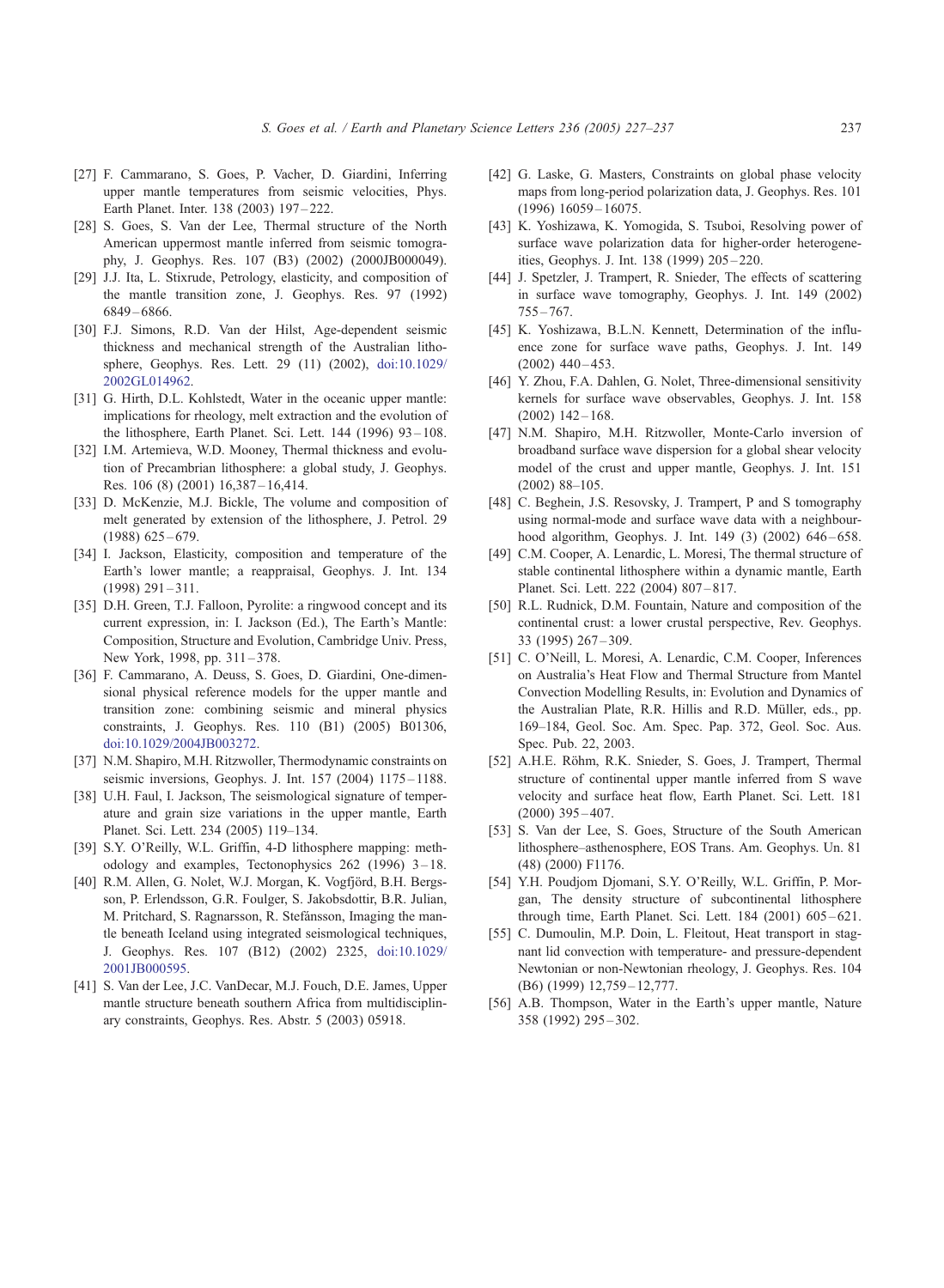[27] F. Cammarano, S. Goes, P. Vacher, D. Giardini, Inferring upper mantle temperatures from seismic velocities, Phys. Earth Planet. Inter. 138 (2003) 197–222.

[28] S. Goes, S. Van der Lee, Thermal structure of the North American uppermost mantle inferred from seismic tomography, J. Geophys. Res. 107 (B3) (2002) (2000JB000049).

[29] J.J. Ita, L. Stixrude, Petrology, elasticity, and composition of the mantle transition zone, J. Geophys. Res. 97 (1992) 6849–6866.

[30] F.J. Simons, R.D. Van der Hilst, Age-dependent seismic thickness and mechanical strength of the Australian lithosphere, Geophys. Res. Lett. 29 (11) (2002), doi:10.1029/2002GL014962.

[31] G. Hirth, D.L. Kohlstedt, Water in the oceanic upper mantle: implications for rheology, melt extraction and the evolution of the lithosphere, Earth Planet. Sci. Lett. 144 (1996) 93–108.

[32] I.M. Artemieva, W.D. Mooney, Thermal thickness and evolution of Precambrian lithosphere: a global study, J. Geophys. Res. 106 (8) (2001) 16,387–16,414.

[33] D. McKenzie, M.J. Bickle, The volume and composition of melt generated by extension of the lithosphere, J. Petrol. 29 (1988) 625–679.

[34] I. Jackson, Elasticity, composition and temperature of the Earth's lower mantle; a reappraisal, Geophys. J. Int. 134 (1998) 291–311.

[35] D.H. Green, T.J. Falloon, Pyrolite: a ringwood concept and its current expression, in: I. Jackson (Ed.), The Earth's Mantle: Composition, Structure and Evolution, Cambridge Univ. Press, New York, 1998, pp. 311–378.

[36] F. Cammarano, A. Deuss, S. Goes, D. Giardini, One-dimensional physical reference models for the upper mantle and transition zone: combining seismic and mineral physics constraints, J. Geophys. Res. 110 (B1) (2005) B01306, doi:10.1029/2004JB003272.

[37] N.M. Shapiro, M.H. Ritzwoller, Thermodynamic constraints on seismic inversions, Geophys. J. Int. 157 (2004) 1175–1188.

[38] U.H. Faul, I. Jackson, The seismological signature of temperature and grain size variations in the upper mantle, Earth Planet. Sci. Lett. 234 (2005) 119–134.

[39] S.Y. O'Reilly, W.L. Griffin, 4-D lithosphere mapping: methodology and examples, Tectonophysics 262 (1996) 3–18.

[40] R.M. Allen, G. Nolet, W.J. Morgan, K. Vogfjörd, B.H. Bergsson, P. Erlendsson, G.R. Foulger, S. Jakobsdottir, B.R. Julian, M. Pritchard, S. Ragnarsson, R. Stefánsson, Imaging the mantle beneath Iceland using integrated seismological techniques, J. Geophys. Res. 107 (B12) (2002) 2325, doi:10.1029/2001JB000595.

[41] S. Van der Lee, J.C. VanDecar, M.J. Fouch, D.E. James, Upper mantle structure beneath southern Africa from multidisciplinary constraints, Geophys. Res. Abstr. 5 (2003) 05918.

[42] G. Laske, G. Masters, Constraints on global phase velocity maps from long-period polarization data, J. Geophys. Res. 101 (1996) 16059–16075.

[43] K. Yoshizawa, K. Yomogida, S. Tsuboi, Resolving power of surface wave polarization data for higher-order heterogeneities, Geophys. J. Int. 138 (1999) 205–220.

[44] J. Spetzler, J. Trampert, R. Snieder, The effects of scattering in surface wave tomography, Geophys. J. Int. 149 (2002) 755–767.

[45] K. Yoshizawa, B.L.N. Kennett, Determination of the influence zone for surface wave paths, Geophys. J. Int. 149 (2002) 440–453.

[46] Y. Zhou, F.A. Dahlen, G. Nolet, Three-dimensional sensitivity kernels for surface wave observables, Geophys. J. Int. 158 (2002) 142–168.

[47] N.M. Shapiro, M.H. Ritzwoller, Monte-Carlo inversion of broadband surface wave dispersion for a global shear velocity model of the crust and upper mantle, Geophys. J. Int. 151 (2002) 88–105.

[48] C. Beghein, J.S. Resovsky, J. Trampert, P and S tomography using normal-mode and surface wave data with a neighbourhood algorithm, Geophys. J. Int. 149 (3) (2002) 646–658.

[49] C.M. Cooper, A. Lenardic, L. Moresi, The thermal structure of stable continental lithosphere within a dynamic mantle, Earth Planet. Sci. Lett. 222 (2004) 807–817.

[50] R.L. Rudnick, D.M. Fountain, Nature and composition of the continental crust: a lower crustal perspective, Rev. Geophys. 33 (1995) 267–309.

[51] C. O'Neill, L. Moresi, A. Lenardic, C.M. Cooper, Inferences on Australia's Heat Flow and Thermal Structure from Mantel Convection Modelling Results, in: Evolution and Dynamics of the Australian Plate, R.R. Hillis and R.D. Müller, eds., pp. 169–184, Geol. Soc. Am. Spec. Pap. 372, Geol. Soc. Aus. Spec. Pub. 22, 2003.

[52] A.H.E. Röhm, R.K. Snieder, S. Goes, J. Trampert, Thermal structure of continental upper mantle inferred from S wave velocity and surface heat flow, Earth Planet. Sci. Lett. 181 (2000) 395–407.

[53] S. Van der Lee, S. Goes, Structure of the South American lithosphere–asthenosphere, EOS Trans. Am. Geophys. Un. 81 (48) (2000) F1176.

[54] Y.H. Poudjom Djomani, S.Y. O'Reilly, W.L. Griffin, P. Morgan, The density structure of subcontinental lithosphere through time, Earth Planet. Sci. Lett. 184 (2001) 605–621.

[55] C. Dumoulin, M.P. Doin, L. Fleitout, Heat transport in stagnant lid convection with temperature- and pressure-dependent Newtonian or non-Newtonian rheology, J. Geophys. Res. 104 (B6) (1999) 12,759–12,777.

[56] A.B. Thompson, Water in the Earth's upper mantle, Nature 358 (1992) 295–302.